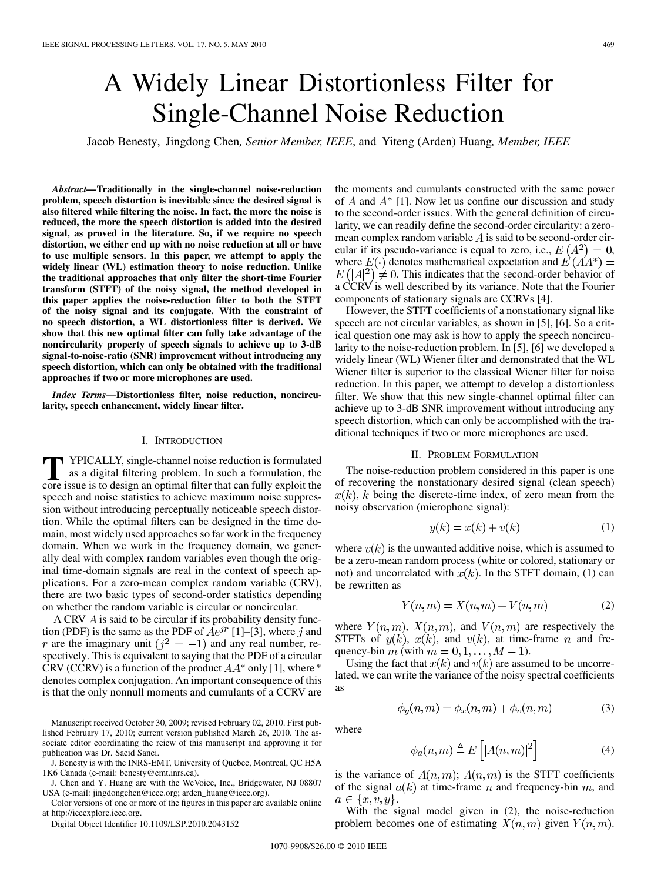# A Widely Linear Distortionless Filter for Single-Channel Noise Reduction

Jacob Benesty, Jingdong Chen, *Senior Member, IEEE*, and Yiteng (Arden) Huang, *Member, IEEE*

***Abstract*—Traditionally in the single-channel noise-reduction problem, speech distortion is inevitable since the desired signal is also filtered while filtering the noise. In fact, the more the noise is reduced, the more the speech distortion is added into the desired signal, as proved in the literature. So, if we require no speech distortion, we either end up with no noise reduction at all or have to use multiple sensors. In this paper, we attempt to apply the widely linear (WL) estimation theory to noise reduction. Unlike the traditional approaches that only filter the short-time Fourier transform (STFT) of the noisy signal, the method developed in this paper applies the noise-reduction filter to both the STFT of the noisy signal and its conjugate. With the constraint of no speech distortion, a WL distortionless filter is derived. We show that this new optimal filter can fully take advantage of the noncircularity property of speech signals to achieve up to 3-dB signal-to-noise-ratio (SNR) improvement without introducing any speech distortion, which can only be obtained with the traditional approaches if two or more microphones are used.**

***Index Terms*—Distortionless filter, noise reduction, noncircularity, speech enhancement, widely linear filter.**

## I. Introduction

Typically, single-channel noise reduction is formulated as a digital filtering problem. In such a formulation, the core issue is to design an optimal filter that can fully exploit the speech and noise statistics to achieve maximum noise suppression without introducing perceptually noticeable speech distortion. While the optimal filters can be designed in the time domain, most widely used approaches so far work in the frequency domain. When we work in the frequency domain, we generally deal with complex random variables even though the original time-domain signals are real in the context of speech applications. For a zero-mean complex random variable (CRV), there are two basic types of second-order statistics depending on whether the random variable is circular or noncircular.

A CRV $A$ is said to be circular if its probability density function (PDF) is the same as the PDF of $Ae^{jr}$ [1]–[3], where $j$ and $r$ are the imaginary unit ($j^2 = -1$) and any real number, respectively. This is equivalent to saying that the PDF of a circular CRV (CCRV) is a function of the product $AA^*$ only [1], where $^*$ denotes complex conjugation. An important consequence of this is that the only nonnull moments and cumulants of a CCRV are the moments and cumulants constructed with the same power of $A$ and $A^*$ [1]. Now let us confine our discussion and study to the second-order issues. With the general definition of circularity, we can readily define the second-order circularity: a zero-mean complex random variable $A$ is said to be second-order circular if its pseudo-variance is equal to zero, i.e., $E\left(A^2\right) = 0$, where $E(\cdot)$ denotes mathematical expectation and $E\left(AA^*\right) = E\left(|A|^2\right) \neq 0$. This indicates that the second-order behavior of a CCRV is well described by its variance. Note that the Fourier components of stationary signals are CCRVs [4].

However, the STFT coefficients of a nonstationary signal like speech are not circular variables, as shown in [5], [6]. So a critical question one may ask is how to apply the speech noncircularity to the noise-reduction problem. In [5], [6] we developed a widely linear (WL) Wiener filter and demonstrated that the WL Wiener filter is superior to the classical Wiener filter for noise reduction. In this paper, we attempt to develop a distortionless filter. We show that this new single-channel optimal filter can achieve up to 3-dB SNR improvement without introducing any speech distortion, which can only be accomplished with the traditional techniques if two or more microphones are used.

## II. Problem Formulation

The noise-reduction problem considered in this paper is one of recovering the nonstationary desired signal (clean speech) $x(k)$, $k$ being the discrete-time index, of zero mean from the noisy observation (microphone signal):

$$y(k) = x(k) + v(k) \tag{1}$$

where $v(k)$ is the unwanted additive noise, which is assumed to be a zero-mean random process (white or colored, stationary or not) and uncorrelated with $x(k)$. In the STFT domain, (1) can be rewritten as

$$Y(n,m) = X(n,m) + V(n,m) \tag{2}$$

where $Y(n,m)$, $X(n,m)$, and $V(n,m)$ are respectively the STFTs of $y(k)$, $x(k)$, and $v(k)$, at time-frame $n$ and frequency-bin $m$ (with $m = 0, 1, \ldots, M-1$).

Using the fact that $x(k)$ and $v(k)$ are assumed to be uncorrelated, we can write the variance of the noisy spectral coefficients as

$$\phi_y(n,m) = \phi_x(n,m) + \phi_v(n,m) \tag{3}$$

where

$$\phi_a(n,m) \triangleq E\left[|A(n,m)|^2\right] \tag{4}$$

is the variance of $A(n,m)$; $A(n,m)$ is the STFT coefficients of the signal $a(k)$ at time-frame $n$ and frequency-bin $m$, and $a \in \{x, v, y\}$.

With the signal model given in (2), the noise-reduction problem becomes one of estimating $X(n,m)$ given $Y(n,m)$.

Manuscript received October 30, 2009; revised February 02, 2010. First published February 17, 2010; current version published March 26, 2010. The associate editor coordinating the reiew of this manuscript and approving it for publication was Dr. Saeid Sanei.

J. Benesty is with the INRS-EMT, University of Quebec, Montreal, QC H5A 1K6 Canada (e-mail: benesty@emt.inrs.ca).

J. Chen and Y. Huang are with the WeVoice, Inc., Bridgewater, NJ 08807 USA (e-mail: jingdongchen@ieee.org; arden_huang@ieee.org).

Color versions of one or more of the figures in this paper are available online at http://ieeexplore.ieee.org.

Digital Object Identifier 10.1109/LSP.2010.2043152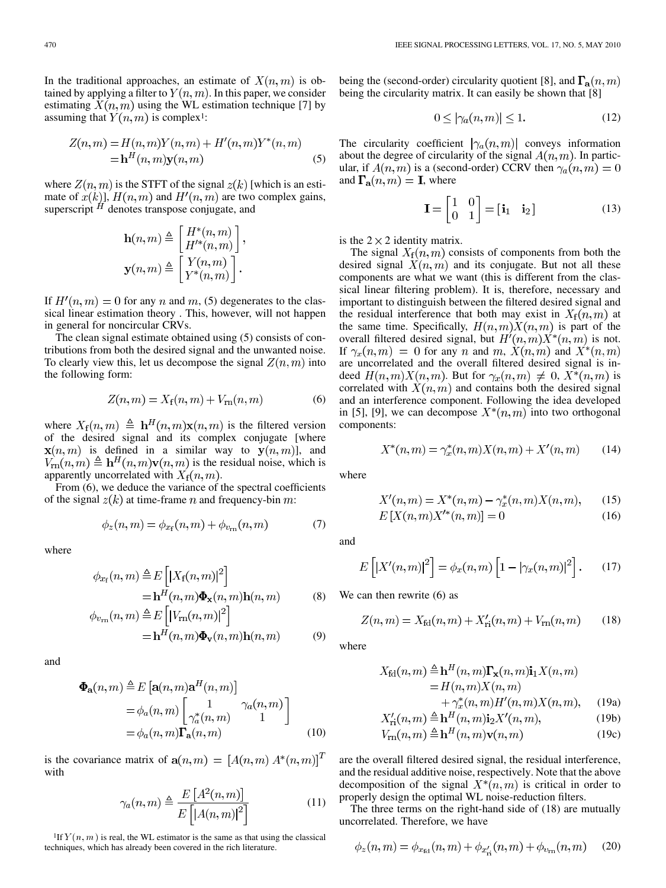In the traditional approaches, an estimate of $X(n,m)$ is obtained by applying a filter to $Y(n,m)$. In this paper, we consider estimating $X(n,m)$ using the WL estimation technique [7] by assuming that $Y(n,m)$ is complex[1]:

$$
\begin{aligned}
Z(n,m) &= H(n,m)Y(n,m) + H'(n,m)Y^*(n,m) \\
&= \mathbf{h}^H(n,m)\mathbf{y}(n,m)
\end{aligned}
\tag{5}
$$

where $Z(n,m)$ is the STFT of the signal $z(k)$ [which is an estimate of $x(k)$], $H(n,m)$ and $H'(n,m)$ are two complex gains, superscript $^H$ denotes transpose conjugate, and

$$
\mathbf{h}(n,m) \triangleq \begin{bmatrix} H^*(n,m) \\ H'^*(n,m) \end{bmatrix},
$$

$$
\mathbf{y}(n,m) \triangleq \begin{bmatrix} Y(n,m) \\ Y^*(n,m) \end{bmatrix}.
$$

If $H'(n,m) = 0$ for any $n$ and $m$, (5) degenerates to the classical linear estimation theory . This, however, will not happen in general for noncircular CRVs.

The clean signal estimate obtained using (5) consists of contributions from both the desired signal and the unwanted noise. To clearly view this, let us decompose the signal $Z(n,m)$ into the following form:

$$
Z(n,m) = X_{\mathrm{f}}(n,m) + V_{\mathrm{rn}}(n,m) \tag{6}
$$

where $X_{\mathrm{f}}(n,m) \triangleq \mathbf{h}^H(n,m)\mathbf{x}(n,m)$ is the filtered version of the desired signal and its complex conjugate [where $\mathbf{x}(n,m)$ is defined in a similar way to $\mathbf{y}(n,m)$], and $V_{\mathrm{rn}}(n,m) \triangleq \mathbf{h}^H(n,m)\mathbf{v}(n,m)$ is the residual noise, which is apparently uncorrelated with $X_{\mathrm{f}}(n,m)$.

From (6), we deduce the variance of the spectral coefficients of the signal $z(k)$ at time-frame $n$ and frequency-bin $m$:

$$
\phi_z(n,m) = \phi_{x_{\mathrm{f}}}(n,m) + \phi_{v_{\mathrm{rn}}}(n,m) \tag{7}
$$

where

$$
\begin{aligned}
\phi_{x_{\mathrm{f}}}(n,m) &\triangleq E\left[|X_{\mathrm{f}}(n,m)|^2\right] \\
&= \mathbf{h}^H(n,m)\mathbf{\Phi}_{\mathbf{x}}(n,m)\mathbf{h}(n,m)
\end{aligned}
\tag{8}
$$

$$
\begin{aligned}
\phi_{v_{\mathrm{rn}}}(n,m) &\triangleq E\left[|V_{\mathrm{rn}}(n,m)|^2\right] \\
&= \mathbf{h}^H(n,m)\mathbf{\Phi}_{\mathbf{v}}(n,m)\mathbf{h}(n,m)
\end{aligned}
\tag{9}
$$

and

$$
\begin{aligned}
\mathbf{\Phi}_{\mathbf{a}}(n,m) &\triangleq E\left[\mathbf{a}(n,m)\mathbf{a}^H(n,m)\right] \\
&= \phi_a(n,m)\begin{bmatrix} 1 & \gamma_a(n,m) \\ \gamma_a^*(n,m) & 1 \end{bmatrix} \\
&= \phi_a(n,m)\mathbf{\Gamma}_{\mathbf{a}}(n,m)
\end{aligned}
\tag{10}
$$

is the covariance matrix of $\mathbf{a}(n,m) = [A(n,m)\ A^*(n,m)]^T$ with

$$
\gamma_a(n,m) \triangleq \frac{E\left[A^2(n,m)\right]}{E\left[|A(n,m)|^2\right]} \tag{11}
$$

being the (second-order) circularity quotient [8], and $\mathbf{\Gamma}_{\mathbf{a}}(n,m)$ being the circularity matrix. It can easily be shown that [8]

$$
0 \leq |\gamma_a(n,m)| \leq 1. \tag{12}
$$

The circularity coefficient $|\gamma_a(n,m)|$ conveys information about the degree of circularity of the signal $A(n,m)$. In particular, if $A(n,m)$ is a (second-order) CCRV then $\gamma_a(n,m) = 0$ and $\mathbf{\Gamma}_{\mathbf{a}}(n,m) = \mathbf{I}$, where

$$
\mathbf{I} = \begin{bmatrix} 1 & 0 \\ 0 & 1 \end{bmatrix} = [\mathbf{i}_1 \quad \mathbf{i}_2] \tag{13}
$$

is the $2 \times 2$ identity matrix.

The signal $X_{\mathrm{f}}(n,m)$ consists of components from both the desired signal $X(n,m)$ and its conjugate. But not all these components are what we want (this is different from the classical linear filtering problem). It is, therefore, necessary and important to distinguish between the filtered desired signal and the residual interference that both may exist in $X_{\mathrm{f}}(n,m)$ at the same time. Specifically, $H(n,m)X(n,m)$ is part of the overall filtered desired signal, but $H'(n,m)X^*(n,m)$ is not. If $\gamma_x(n,m) = 0$ for any $n$ and $m$, $X(n,m)$ and $X^*(n,m)$ are uncorrelated and the overall filtered desired signal is indeed $H(n,m)X(n,m)$. But for $\gamma_x(n,m) \neq 0$, $X^*(n,m)$ is correlated with $X(n,m)$ and contains both the desired signal and an interference component. Following the idea developed in [5], [9], we can decompose $X^*(n,m)$ into two orthogonal components:

$$
X^*(n,m) = \gamma_x^*(n,m)X(n,m) + X'(n,m) \tag{14}
$$

where

$$
X'(n,m) = X^*(n,m) - \gamma_x^*(n,m)X(n,m), \tag{15}
$$

$$
E\left[X(n,m)X'^*(n,m)\right] = 0 \tag{16}
$$

and

$$
E\left[|X'(n,m)|^2\right] = \phi_x(n,m)\left[1 - |\gamma_x(n,m)|^2\right]. \tag{17}
$$

We can then rewrite (6) as

$$
Z(n,m) = X_{\mathrm{fd}}(n,m) + X'_{\mathrm{ri}}(n,m) + V_{\mathrm{rn}}(n,m) \tag{18}
$$

where

$$
\begin{aligned}
X_{\mathrm{fd}}(n,m) &\triangleq \mathbf{h}^H(n,m)\mathbf{\Gamma}_{\mathbf{x}}(n,m)\mathbf{i}_1 X(n,m) \\
&= H(n,m)X(n,m) \\
&\quad + \gamma_x^*(n,m)H'(n,m)X(n,m),
\end{aligned}
\tag{19a}
$$

$$
X'_{\mathrm{ri}}(n,m) \triangleq \mathbf{h}^H(n,m)\mathbf{i}_2 X'(n,m), \tag{19b}
$$

$$
V_{\mathrm{rn}}(n,m) \triangleq \mathbf{h}^H(n,m)\mathbf{v}(n,m) \tag{19c}
$$

are the overall filtered desired signal, the residual interference, and the residual additive noise, respectively. Note that the above decomposition of the signal $X^*(n,m)$ is critical in order to properly design the optimal WL noise-reduction filters.

The three terms on the right-hand side of (18) are mutually uncorrelated. Therefore, we have

$$
\phi_z(n,m) = \phi_{x_{\mathrm{fd}}}(n,m) + \phi_{x'_{\mathrm{ri}}}(n,m) + \phi_{v_{\mathrm{rn}}}(n,m) \tag{20}
$$

[1] If $Y(n,m)$ is real, the WL estimator is the same as that using the classical techniques, which has already been covered in the rich literature.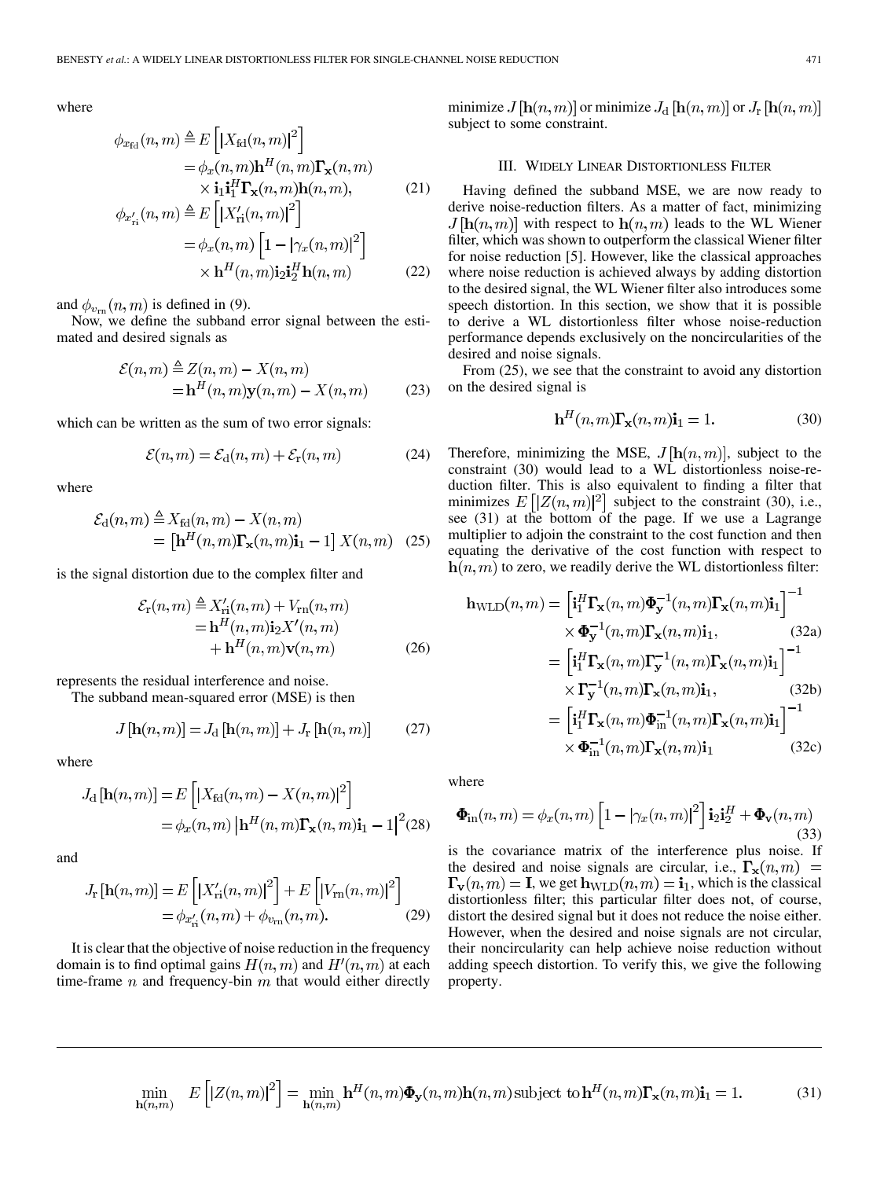where

$$\phi_{x_{\mathrm{fd}}}(n,m) \triangleq E\left[|X_{\mathrm{fd}}(n,m)|^2\right] = \phi_x(n,m)\mathbf{h}^H(n,m)\boldsymbol{\Gamma}_{\mathbf{x}}(n,m) \times \mathbf{i}_1\mathbf{i}_1^H\boldsymbol{\Gamma}_{\mathbf{x}}(n,m)\mathbf{h}(n,m), \tag{21}$$

$$\phi_{x'_{\mathrm{ri}}}(n,m) \triangleq E\left[|X'_{\mathrm{ri}}(n,m)|^2\right] = \phi_x(n,m)\left[1-|\gamma_x(n,m)|^2\right] \times \mathbf{h}^H(n,m)\mathbf{i}_2\mathbf{i}_2^H\mathbf{h}(n,m) \tag{22}$$

and $\phi_{v_{\mathrm{rn}}}(n,m)$ is defined in (9).

Now, we define the subband error signal between the estimated and desired signals as

$$\mathcal{E}(n,m) \triangleq Z(n,m) - X(n,m) = \mathbf{h}^H(n,m)\mathbf{y}(n,m) - X(n,m) \tag{23}$$

which can be written as the sum of two error signals:

$$\mathcal{E}(n,m) = \mathcal{E}_{\mathrm{d}}(n,m) + \mathcal{E}_{\mathrm{r}}(n,m) \tag{24}$$

where

$$\mathcal{E}_{\mathrm{d}}(n,m) \triangleq X_{\mathrm{fd}}(n,m) - X(n,m) = \left[\mathbf{h}^H(n,m)\boldsymbol{\Gamma}_{\mathbf{x}}(n,m)\mathbf{i}_1 - 1\right]X(n,m) \tag{25}$$

is the signal distortion due to the complex filter and

$$\mathcal{E}_{\mathrm{r}}(n,m) \triangleq X'_{\mathrm{ri}}(n,m) + V_{\mathrm{rn}}(n,m) = \mathbf{h}^H(n,m)\mathbf{i}_2X'(n,m) + \mathbf{h}^H(n,m)\mathbf{v}(n,m) \tag{26}$$

represents the residual interference and noise.

The subband mean-squared error (MSE) is then

$$J\left[\mathbf{h}(n,m)\right] = J_{\mathrm{d}}\left[\mathbf{h}(n,m)\right] + J_{\mathrm{r}}\left[\mathbf{h}(n,m)\right] \tag{27}$$

where

$$J_{\mathrm{d}}\left[\mathbf{h}(n,m)\right] = E\left[|X_{\mathrm{fd}}(n,m) - X(n,m)|^2\right] = \phi_x(n,m)\left|\mathbf{h}^H(n,m)\boldsymbol{\Gamma}_{\mathbf{x}}(n,m)\mathbf{i}_1 - 1\right|^2 \tag{28}$$

and

$$J_{\mathrm{r}}\left[\mathbf{h}(n,m)\right] = E\left[|X'_{\mathrm{ri}}(n,m)|^2\right] + E\left[|V_{\mathrm{rn}}(n,m)|^2\right] = \phi_{x'_{\mathrm{ri}}}(n,m) + \phi_{v_{\mathrm{rn}}}(n,m). \tag{29}$$

It is clear that the objective of noise reduction in the frequency domain is to find optimal gains $H(n,m)$ and $H'(n,m)$ at each time-frame $n$ and frequency-bin $m$ that would either directly minimize $J\left[\mathbf{h}(n,m)\right]$ or minimize $J_{\mathrm{d}}\left[\mathbf{h}(n,m)\right]$ or $J_{\mathrm{r}}\left[\mathbf{h}(n,m)\right]$ subject to some constraint.

## III. Widely Linear Distortionless Filter

Having defined the subband MSE, we are now ready to derive noise-reduction filters. As a matter of fact, minimizing $J\left[\mathbf{h}(n,m)\right]$ with respect to $\mathbf{h}(n,m)$ leads to the WL Wiener filter, which was shown to outperform the classical Wiener filter for noise reduction [5]. However, like the classical approaches where noise reduction is achieved always by adding distortion to the desired signal, the WL Wiener filter also introduces some speech distortion. In this section, we show that it is possible to derive a WL distortionless filter whose noise-reduction performance depends exclusively on the noncircularities of the desired and noise signals.

From (25), we see that the constraint to avoid any distortion on the desired signal is

$$\mathbf{h}^H(n,m)\boldsymbol{\Gamma}_{\mathbf{x}}(n,m)\mathbf{i}_1 = 1. \tag{30}$$

Therefore, minimizing the MSE, $J\left[\mathbf{h}(n,m)\right]$, subject to the constraint (30) would lead to a WL distortionless noise-reduction filter. This is also equivalent to finding a filter that minimizes $E\left[|Z(n,m)|^2\right]$ subject to the constraint (30), i.e., see (31) at the bottom of the page. If we use a Lagrange multiplier to adjoin the constraint to the cost function and then equating the derivative of the cost function with respect to $\mathbf{h}(n,m)$ to zero, we readily derive the WL distortionless filter:

$$\mathbf{h}_{\mathrm{WLD}}(n,m) = \left[\mathbf{i}_1^H\boldsymbol{\Gamma}_{\mathbf{x}}(n,m)\boldsymbol{\Phi}_{\mathbf{y}}^{-1}(n,m)\boldsymbol{\Gamma}_{\mathbf{x}}(n,m)\mathbf{i}_1\right]^{-1} \times \boldsymbol{\Phi}_{\mathbf{y}}^{-1}(n,m)\boldsymbol{\Gamma}_{\mathbf{x}}(n,m)\mathbf{i}_1, \tag{32a}$$

$$= \left[\mathbf{i}_1^H\boldsymbol{\Gamma}_{\mathbf{x}}(n,m)\boldsymbol{\Gamma}_{\mathbf{y}}^{-1}(n,m)\boldsymbol{\Gamma}_{\mathbf{x}}(n,m)\mathbf{i}_1\right]^{-1} \times \boldsymbol{\Gamma}_{\mathbf{y}}^{-1}(n,m)\boldsymbol{\Gamma}_{\mathbf{x}}(n,m)\mathbf{i}_1, \tag{32b}$$

$$= \left[\mathbf{i}_1^H\boldsymbol{\Gamma}_{\mathbf{x}}(n,m)\boldsymbol{\Phi}_{\mathrm{in}}^{-1}(n,m)\boldsymbol{\Gamma}_{\mathbf{x}}(n,m)\mathbf{i}_1\right]^{-1} \times \boldsymbol{\Phi}_{\mathrm{in}}^{-1}(n,m)\boldsymbol{\Gamma}_{\mathbf{x}}(n,m)\mathbf{i}_1 \tag{32c}$$

where

$$\boldsymbol{\Phi}_{\mathrm{in}}(n,m) = \phi_x(n,m)\left[1-|\gamma_x(n,m)|^2\right]\mathbf{i}_2\mathbf{i}_2^H + \boldsymbol{\Phi}_{\mathbf{v}}(n,m) \tag{33}$$

is the covariance matrix of the interference plus noise. If the desired and noise signals are circular, i.e., $\boldsymbol{\Gamma}_{\mathbf{x}}(n,m) = \boldsymbol{\Gamma}_{\mathbf{v}}(n,m) = \mathbf{I}$, we get $\mathbf{h}_{\mathrm{WLD}}(n,m) = \mathbf{i}_1$, which is the classical distortionless filter; this particular filter does not, of course, distort the desired signal but it does not reduce the noise either. However, when the desired and noise signals are not circular, their noncircularity can help achieve noise reduction without adding speech distortion. To verify this, we give the following property.

$$\min_{\mathbf{h}(n,m)} \quad E\left[|Z(n,m)|^2\right] = \min_{\mathbf{h}(n,m)} \mathbf{h}^H(n,m)\boldsymbol{\Phi}_{\mathbf{y}}(n,m)\mathbf{h}(n,m) \text{ subject to } \mathbf{h}^H(n,m)\boldsymbol{\Gamma}_{\mathbf{x}}(n,m)\mathbf{i}_1 = 1. \tag{31}$$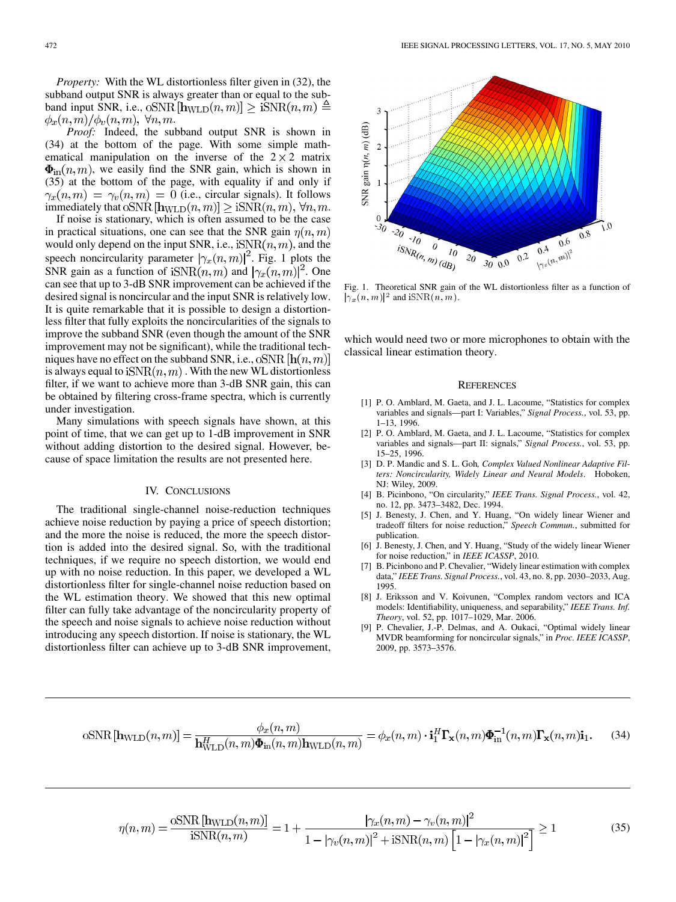*Property:* With the WL distortionless filter given in (32), the subband output SNR is always greater than or equal to the subband input SNR, i.e., $\text{oSNR}[\mathbf{h}_{\text{WLD}}(n,m)] \geq \text{iSNR}(n,m) \triangleq \phi_x(n,m)/\phi_v(n,m),\ \forall n,m$.

*Proof:* Indeed, the subband output SNR is shown in (34) at the bottom of the page. With some simple mathematical manipulation on the inverse of the $2\times 2$ matrix $\mathbf{\Phi}_{\text{in}}(n,m)$, we easily find the SNR gain, which is shown in (35) at the bottom of the page, with equality if and only if $\gamma_x(n,m) = \gamma_v(n,m) = 0$ (i.e., circular signals). It follows immediately that $\text{oSNR}[\mathbf{h}_{\text{WLD}}(n,m)] \geq \text{iSNR}(n,m),\ \forall n,m$.

If noise is stationary, which is often assumed to be the case in practical situations, one can see that the SNR gain $\eta(n,m)$ would only depend on the input SNR, i.e., $\text{iSNR}(n,m)$, and the speech noncircularity parameter $|\gamma_x(n,m)|^2$. Fig. 1 plots the SNR gain as a function of $\text{iSNR}(n,m)$ and $|\gamma_x(n,m)|^2$. One can see that up to 3-dB SNR improvement can be achieved if the desired signal is noncircular and the input SNR is relatively low. It is quite remarkable that it is possible to design a distortionless filter that fully exploits the noncircularities of the signals to improve the subband SNR (even though the amount of the SNR improvement may not be significant), while the traditional techniques have no effect on the subband SNR, i.e., $\text{oSNR}[\mathbf{h}(n,m)]$ is always equal to $\text{iSNR}(n,m)$. With the new WL distortionless filter, if we want to achieve more than 3-dB SNR gain, this can be obtained by filtering cross-frame spectra, which is currently under investigation.

Many simulations with speech signals have shown, at this point of time, that we can get up to 1-dB improvement in SNR without adding distortion to the desired signal. However, because of space limitation the results are not presented here.

SNR gain η(n, m) (dB)
0
1
2
3
iSNR(n, m) (dB)
-30 -20 -10 0 10 20 30
$|\gamma_x(n,m)|^2$
0.0 0.2 0.4 0.6 0.8 1.0

Fig. 1. Theoretical SNR gain of the WL distortionless filter as a function of $|\gamma_x(n,m)|^2$ and $\text{iSNR}(n,m)$.

## IV. Conclusions

The traditional single-channel noise-reduction techniques achieve noise reduction by paying a price of speech distortion; and the more the noise is reduced, the more the speech distortion is added into the desired signal. So, with the traditional techniques, if we require no speech distortion, we would end up with no noise reduction. In this paper, we developed a WL distortionless filter for single-channel noise reduction based on the WL estimation theory. We showed that this new optimal filter can fully take advantage of the noncircularity property of the speech and noise signals to achieve noise reduction without introducing any speech distortion. If noise is stationary, the WL distortionless filter can achieve up to 3-dB SNR improvement, which would need two or more microphones to obtain with the classical linear estimation theory.

## References

[1] P. O. Amblard, M. Gaeta, and J. L. Lacoume, "Statistics for complex variables and signals—part I: Variables," *Signal Process.*, vol. 53, pp. 1–13, 1996.

[2] P. O. Amblard, M. Gaeta, and J. L. Lacoume, "Statistics for complex variables and signals—part II: signals," *Signal Process.*, vol. 53, pp. 15–25, 1996.

[3] D. P. Mandic and S. L. Goh, *Complex Valued Nonlinear Adaptive Filters: Noncircularity, Widely Linear and Neural Models*. Hoboken, NJ: Wiley, 2009.

[4] B. Picinbono, "On circularity," *IEEE Trans. Signal Process.*, vol. 42, no. 12, pp. 3473–3482, Dec. 1994.

[5] J. Benesty, J. Chen, and Y. Huang, "On widely linear Wiener and tradeoff filters for noise reduction," *Speech Commun.*, submitted for publication.

[6] J. Benesty, J. Chen, and Y. Huang, "Study of the widely linear Wiener filter for noise reduction," in *IEEE ICASSP*, 2010.

[7] B. Picinbono and P. Chevalier, "Widely linear estimation with complex data," *IEEE Trans. Signal Process.*, vol. 43, no. 8, pp. 2030–2033, Aug. 1995.

[8] J. Eriksson and V. Koivunen, "Complex random vectors and ICA models: Identifiability, uniqueness, and separability," *IEEE Trans. Inf. Theory*, vol. 52, pp. 1017–1029, Mar. 2006.

[9] P. Chevalier, J.-P. Delmas, and A. Oukaci, "Optimal widely linear MVDR beamforming for noncircular signals," in *Proc. IEEE ICASSP*, 2009, pp. 3573–3576.

$$\text{oSNR}[\mathbf{h}_{\text{WLD}}(n,m)] = \frac{\phi_x(n,m)}{\mathbf{h}_{\text{WLD}}^H(n,m)\mathbf{\Phi}_{\text{in}}(n,m)\mathbf{h}_{\text{WLD}}(n,m)} = \phi_x(n,m)\cdot \mathbf{i}_1^H \mathbf{\Gamma}_{\mathbf{x}}(n,m)\mathbf{\Phi}_{\text{in}}^{-1}(n,m)\mathbf{\Gamma}_{\mathbf{x}}(n,m)\mathbf{i}_1. \tag{34}$$

$$\eta(n,m) = \frac{\text{oSNR}[\mathbf{h}_{\text{WLD}}(n,m)]}{\text{iSNR}(n,m)} = 1 + \frac{|\gamma_x(n,m) - \gamma_v(n,m)|^2}{1 - |\gamma_v(n,m)|^2 + \text{iSNR}(n,m)\left[1 - |\gamma_x(n,m)|^2\right]} \geq 1 \tag{35}$$